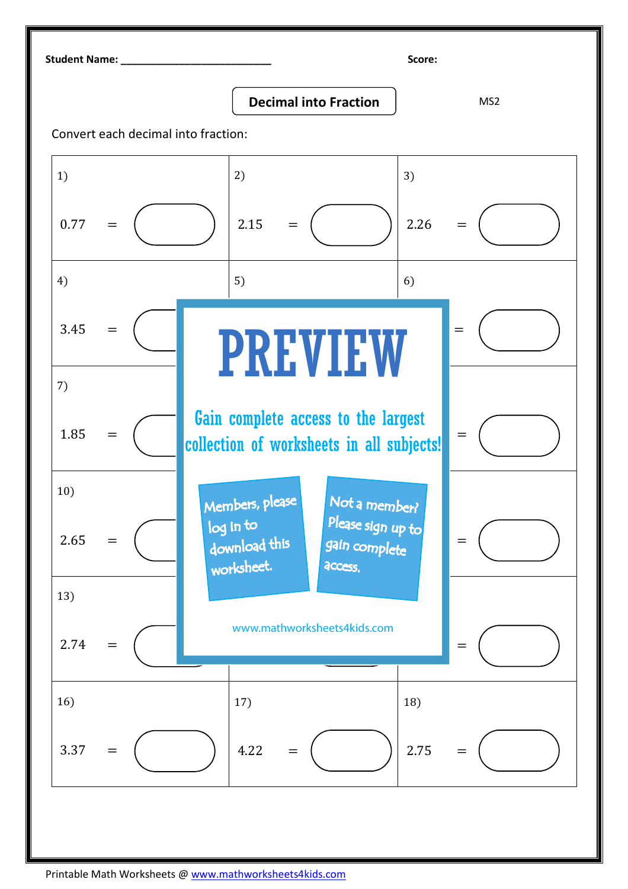Student Name: ___________________________ Score:

## Decimal into Fraction

MS2

Convert each decimal into fraction:

| | | |
|---|---|---|
| 1) 0.77 = | 2) 2.15 = | 3) 2.26 = |
| 4) 3.45 = | 5) | 6) = |
| 7) 1.85 = | | = |
| 10) 2.65 = | | = |
| 13) 2.74 = | | = |
| 16) 3.37 = | 17) 4.22 = | 18) 2.75 = |

**PREVIEW**

Gain complete access to the largest collection of worksheets in all subjects!

Members, please log in to download this worksheet.

Not a member? Please sign up to gain complete access.

www.mathworksheets4kids.com

Printable Math Worksheets @ www.mathworksheets4kids.com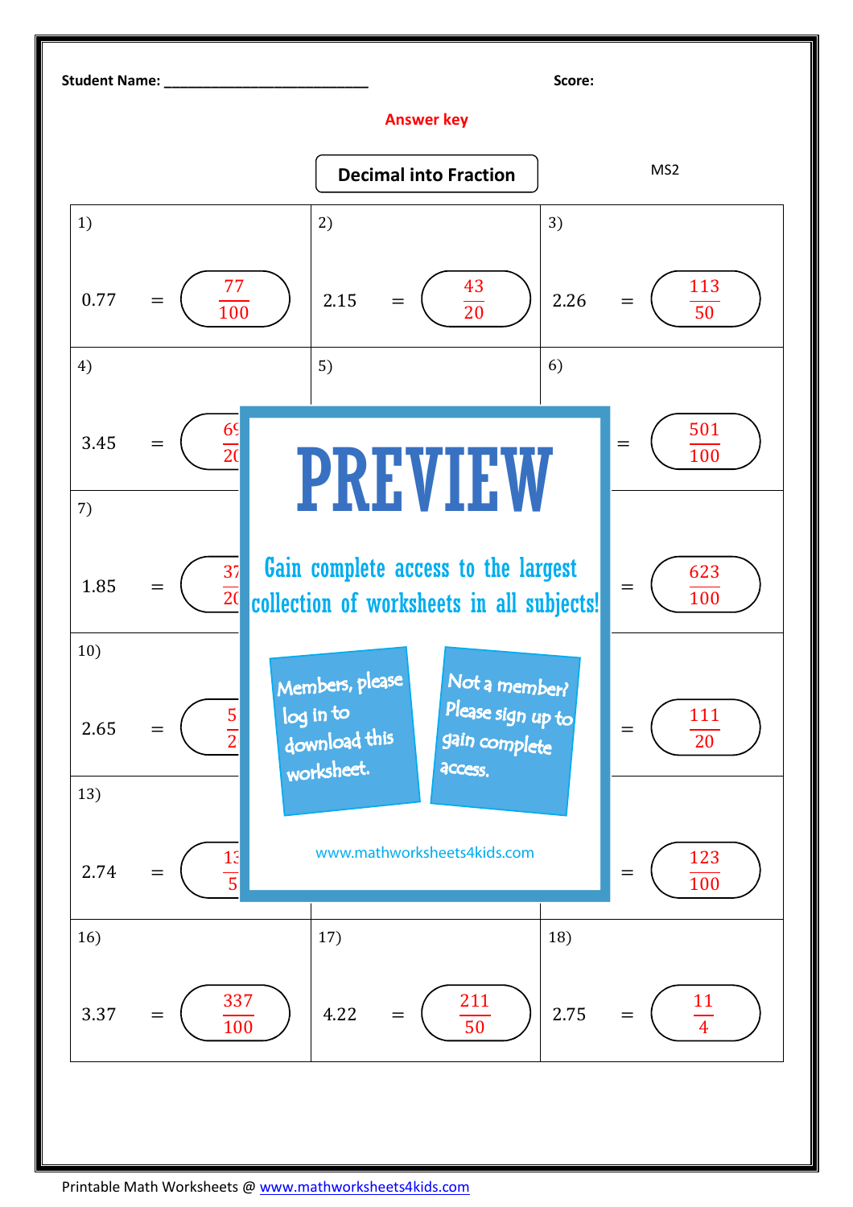Student Name: ___________________________ Score:

**Answer key**

## Decimal into Fraction

MS2

| | | |
|---|---|---|
| 1) $0.77 = \frac{77}{100}$ | 2) $2.15 = \frac{43}{20}$ | 3) $2.26 = \frac{113}{50}$ |
| 4) $3.45 = \frac{69}{20}$ | 5) | 6) $= \frac{501}{100}$ |
| 7) $1.85 = \frac{37}{20}$ | | $= \frac{623}{100}$ |
| 10) $2.65 =$ 5… / 2… | | $= \frac{111}{20}$ |
| 13) $2.74 =$ 13… / 5… | | $= \frac{123}{100}$ |
| 16) $3.37 = \frac{337}{100}$ | 17) $4.22 = \frac{211}{50}$ | 18) $2.75 = \frac{11}{4}$ |

**PREVIEW**

Gain complete access to the largest collection of worksheets in all subjects!

Members, please log in to download this worksheet.

Not a member? Please sign up to gain complete access.

www.mathworksheets4kids.com

Printable Math Worksheets @ www.mathworksheets4kids.com